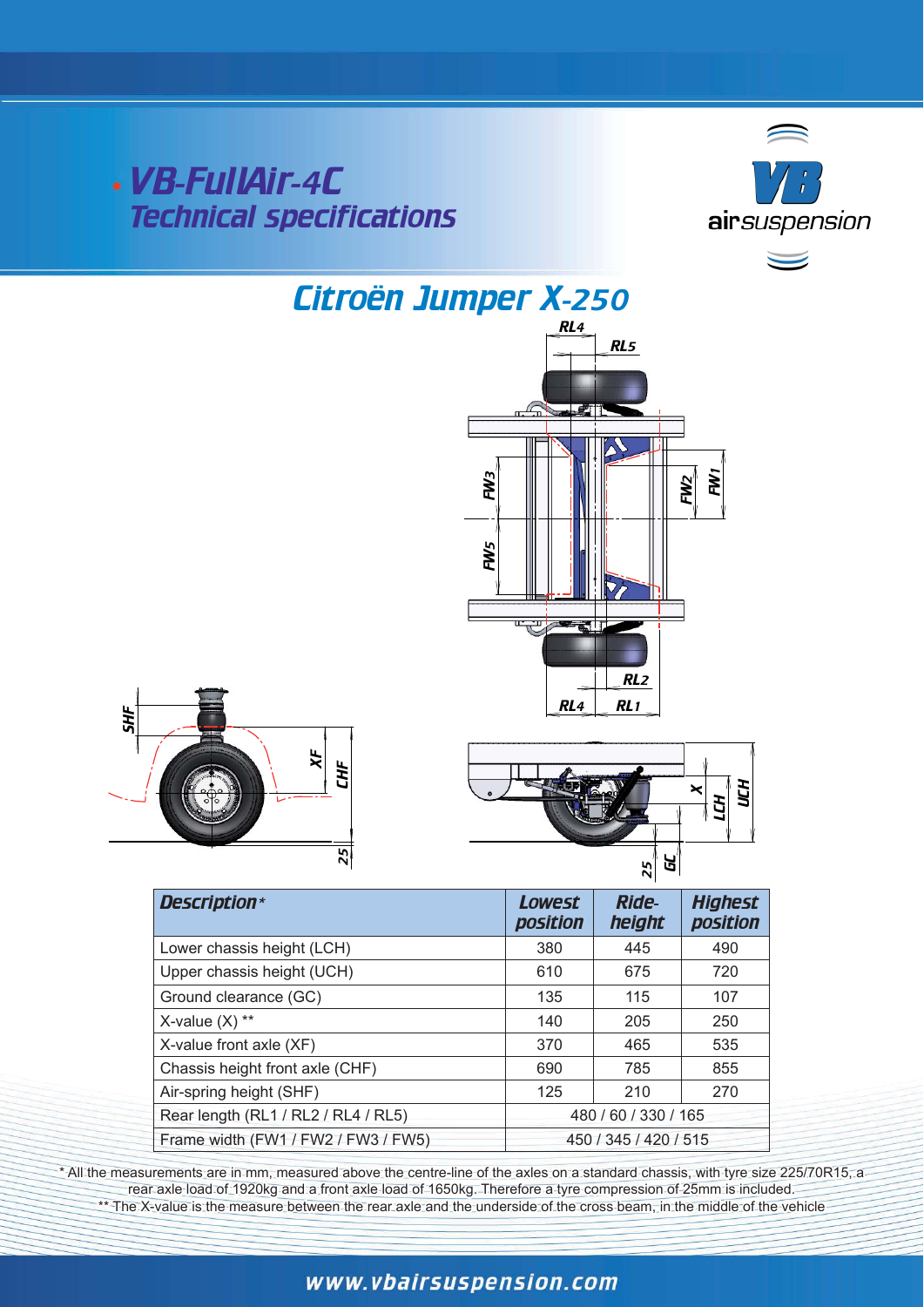# VB-FullAir-4C
## Technical specifications

airsuspension

## Citroën Jumper X-250

RL4
RL5
FW3
FW5
FW2
FW1
RL2
RL4
RL1
SHF
XF
CHF
25
X
LCH
UCH
25
GC

| *Description** | *Lowest position* | *Ride-height* | *Highest position* |
|---|---|---|---|
| Lower chassis height (LCH) | 380 | 445 | 490 |
| Upper chassis height (UCH) | 610 | 675 | 720 |
| Ground clearance (GC) | 135 | 115 | 107 |
| X-value (X) ** | 140 | 205 | 250 |
| X-value front axle (XF) | 370 | 465 | 535 |
| Chassis height front axle (CHF) | 690 | 785 | 855 |
| Air-spring height (SHF) | 125 | 210 | 270 |
| Rear length (RL1 / RL2 / RL4 / RL5) | 480 / 60 / 330 / 165 | | |
| Frame width (FW1 / FW2 / FW3 / FW5) | 450 / 345 / 420 / 515 | | |

* All the measurements are in mm, measured above the centre-line of the axles on a standard chassis, with tyre size 225/70R15, a rear axle load of 1920kg and a front axle load of 1650kg. Therefore a tyre compression of 25mm is included.
** The X-value is the measure between the rear axle and the underside of the cross beam, in the middle of the vehicle

www.vbairsuspension.com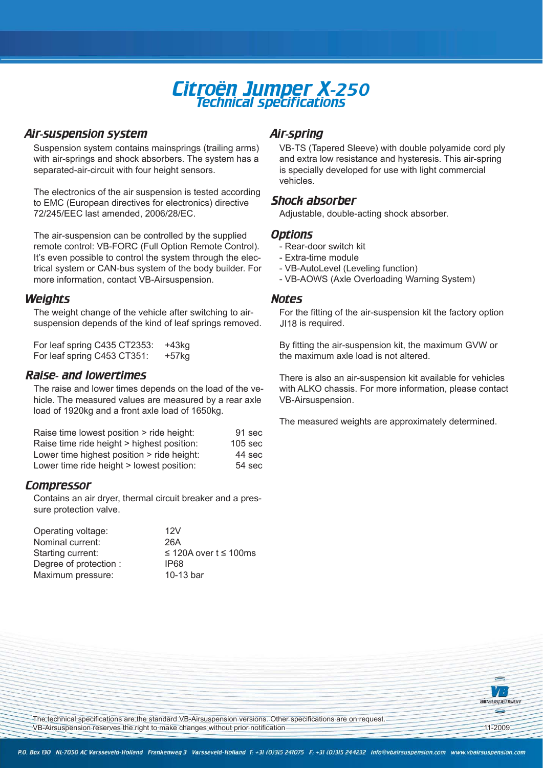# Citroën Jumper X-250
## Technical specifications

### Air-suspension system

Suspension system contains mainsprings (trailing arms) with air-springs and shock absorbers. The system has a separated-air-circuit with four height sensors.

The electronics of the air suspension is tested according to EMC (European directives for electronics) directive 72/245/EEC last amended, 2006/28/EC.

The air-suspension can be controlled by the supplied remote control: VB-FORC (Full Option Remote Control). It's even possible to control the system through the electrical system or CAN-bus system of the body builder. For more information, contact VB-Airsuspension.

### Weights

The weight change of the vehicle after switching to air-suspension depends of the kind of leaf springs removed.

| | |
|---|---|
| For leaf spring C435 CT2353: | +43kg |
| For leaf spring C453 CT351: | +57kg |

### Raise- and lowertimes

The raise and lower times depends on the load of the vehicle. The measured values are measured by a rear axle load of 1920kg and a front axle load of 1650kg.

| | |
|---|---|
| Raise time lowest position > ride height: | 91 sec |
| Raise time ride height > highest position: | 105 sec |
| Lower time highest position > ride height: | 44 sec |
| Lower time ride height > lowest position: | 54 sec |

### Compressor

Contains an air dryer, thermal circuit breaker and a pressure protection valve.

| | |
|---|---|
| Operating voltage: | 12V |
| Nominal current: | 26A |
| Starting current: | ≤ 120A over t ≤ 100ms |
| Degree of protection : | IP68 |
| Maximum pressure: | 10-13 bar |

### Air-spring

VB-TS (Tapered Sleeve) with double polyamide cord ply and extra low resistance and hysteresis. This air-spring is specially developed for use with light commercial vehicles.

### Shock absorber

Adjustable, double-acting shock absorber.

### Options

- Rear-door switch kit
- Extra-time module
- VB-AutoLevel (Leveling function)
- VB-AOWS (Axle Overloading Warning System)

### Notes

For the fitting of the air-suspension kit the factory option JI18 is required.

By fitting the air-suspension kit, the maximum GVW or the maximum axle load is not altered.

There is also an air-suspension kit available for vehicles with ALKO chassis. For more information, please contact VB-Airsuspension.

The measured weights are approximately determined.

The technical specifications are the standard VB-Airsuspension versions. Other specifications are on request.
VB-Airsuspension reserves the right to make changes without prior notification

11-2009

P.O. Box 130 NL-7050 AC Varsseveld-Holland Frankenweg 3 Varsseveld-Holland T: +31 (0)315 241075 F: +31 (0)315 244232 info@vbairsuspension.com www.vbairsuspension.com